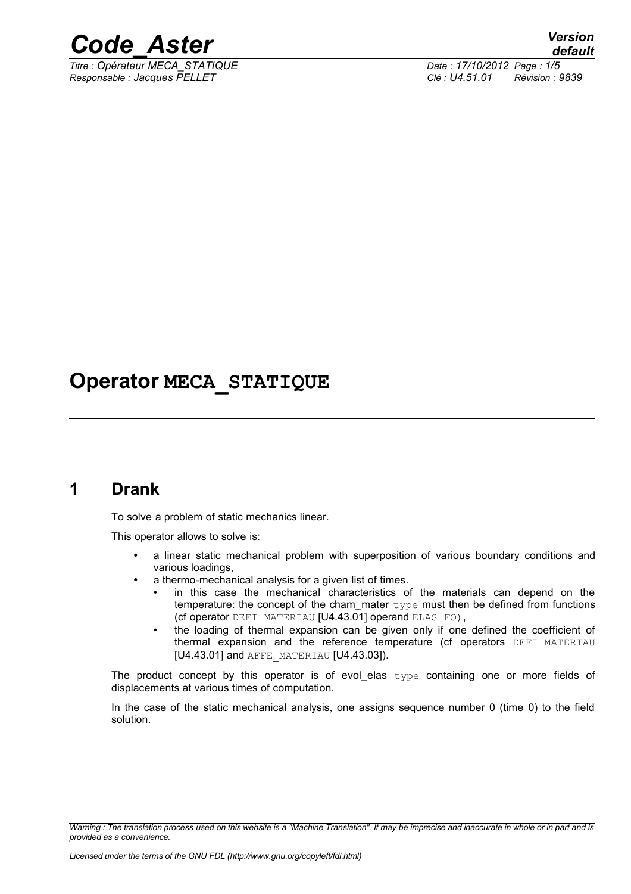# Operator MECA_STATIQUE

## 1 Drank

To solve a problem of static mechanics linear.

This operator allows to solve is:

- a linear static mechanical problem with superposition of various boundary conditions and various loadings,
- a thermo-mechanical analysis for a given list of times.
  - in this case the mechanical characteristics of the materials can depend on the temperature: the concept of the cham_mater `type` must then be defined from functions (cf operator `DEFI_MATERIAU` [U4.43.01] operand `ELAS_FO`),
  - the loading of thermal expansion can be given only if one defined the coefficient of thermal expansion and the reference temperature (cf operators `DEFI_MATERIAU` [U4.43.01] and `AFFE_MATERIAU` [U4.43.03]).

The product concept by this operator is of evol_elas `type` containing one or more fields of displacements at various times of computation.

In the case of the static mechanical analysis, one assigns sequence number 0 (time 0) to the field solution.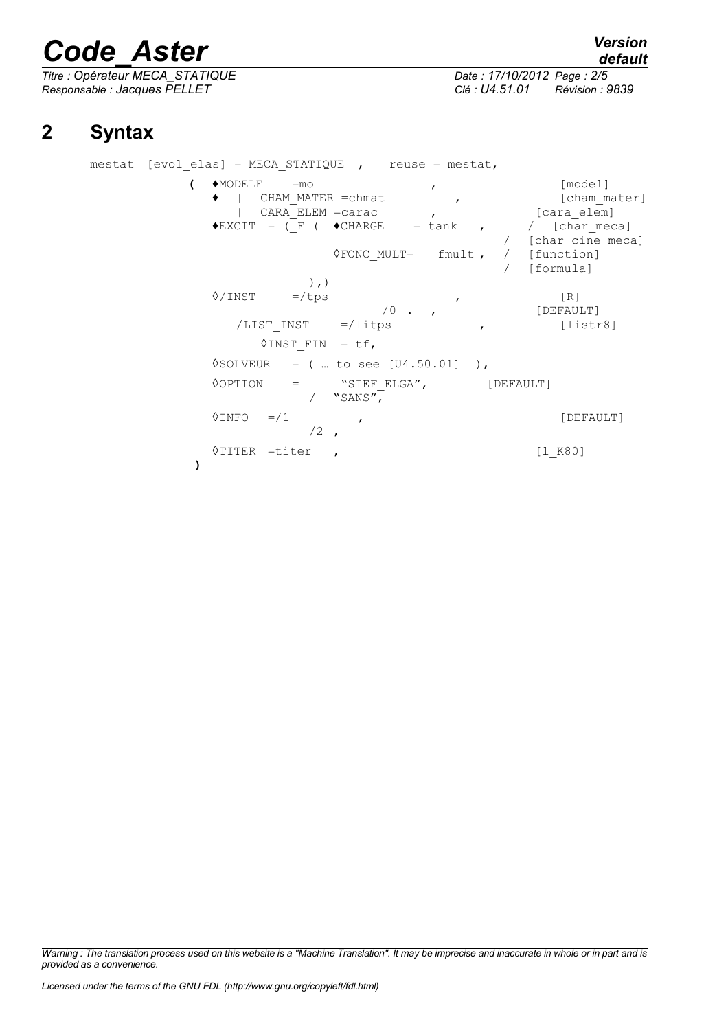# 2 Syntax

```
mestat  [evol_elas] = MECA_STATIQUE  ,    reuse = mestat,

           (  ♦MODELE    =mo                    ,              [model]
              ♦  |  CHAM_MATER =chmat           ,              [cham_mater]
                 |  CARA_ELEM =carac       ,               [cara_elem]
              ♦EXCIT  = (_F (  ♦CHARGE    = tank   ,      /  [char_meca]
                                                      /  [char_cine_meca]
                          ◊FONC_MULT=    fmult ,  /  [function]
                                                      /  [formula]
                         ),)
              ◊/INST     =/tps                  ,              [R]
                                   /0  .  ,                [DEFAULT]
                 /LIST_INST    =/litps              ,           [listr8]
                    ◊INST_FIN  = tf,
              ◊SOLVEUR   = ( … to see [U4.50.01]  ),
              ◊OPTION    =       "SIEF_ELGA",         [DEFAULT]
                             /  "SANS",
              ◊INFO   =/1          ,                           [DEFAULT]
                           /2  ,
              ◊TITER  =titer   ,                           [l_K80]
           )
```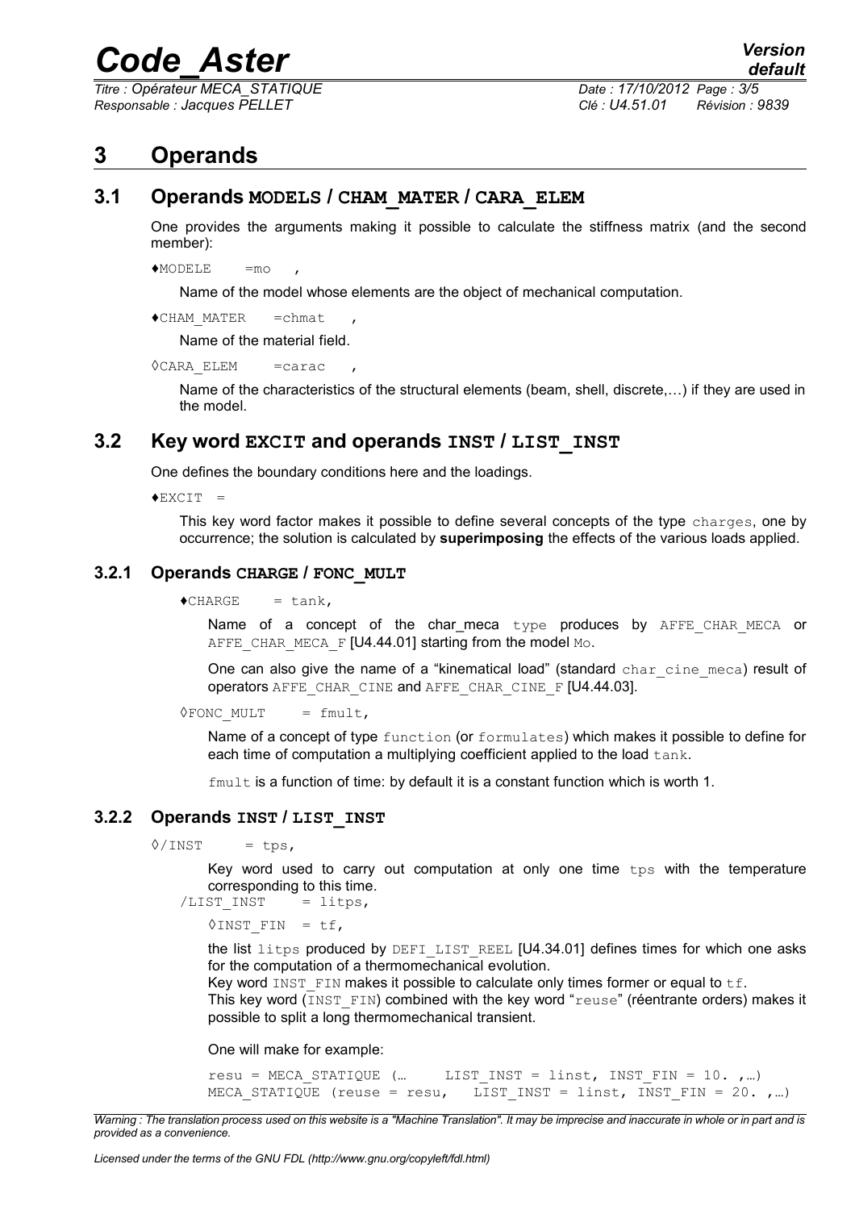# 3 Operands

## 3.1 Operands MODELS / CHAM_MATER / CARA_ELEM

One provides the arguments making it possible to calculate the stiffness matrix (and the second member):

♦MODELE =mo ,

Name of the model whose elements are the object of mechanical computation.

♦CHAM_MATER =chmat ,

Name of the material field.

◊CARA_ELEM =carac ,

Name of the characteristics of the structural elements (beam, shell, discrete,…) if they are used in the model.

## 3.2 Key word EXCIT and operands INST / LIST_INST

One defines the boundary conditions here and the loadings.

♦EXCIT =

This key word factor makes it possible to define several concepts of the type charges, one by occurrence; the solution is calculated by **superimposing** the effects of the various loads applied.

### 3.2.1 Operands CHARGE / FONC_MULT

♦CHARGE = tank,

Name of a concept of the char_meca type produces by AFFE_CHAR_MECA or AFFE_CHAR_MECA_F [U4.44.01] starting from the model Mo.

One can also give the name of a "kinematical load" (standard char_cine_meca) result of operators AFFE_CHAR_CINE and AFFE_CHAR_CINE_F [U4.44.03].

◊FONC_MULT = fmult,

Name of a concept of type function (or formulates) which makes it possible to define for each time of computation a multiplying coefficient applied to the load tank.

fmult is a function of time: by default it is a constant function which is worth 1.

### 3.2.2 Operands INST / LIST_INST

◊/INST = tps,

Key word used to carry out computation at only one time tps with the temperature corresponding to this time.

/LIST_INST = litps,

◊INST_FIN = tf,

the list litps produced by DEFI_LIST_REEL [U4.34.01] defines times for which one asks for the computation of a thermomechanical evolution.

Key word INST_FIN makes it possible to calculate only times former or equal to tf.

This key word (INST_FIN) combined with the key word "reuse" (réentrante orders) makes it possible to split a long thermomechanical transient.

One will make for example:

```
resu = MECA_STATIQUE (…      LIST_INST = linst, INST_FIN = 10. ,…)
MECA_STATIQUE (reuse = resu,   LIST_INST = linst, INST_FIN = 20. ,…)
```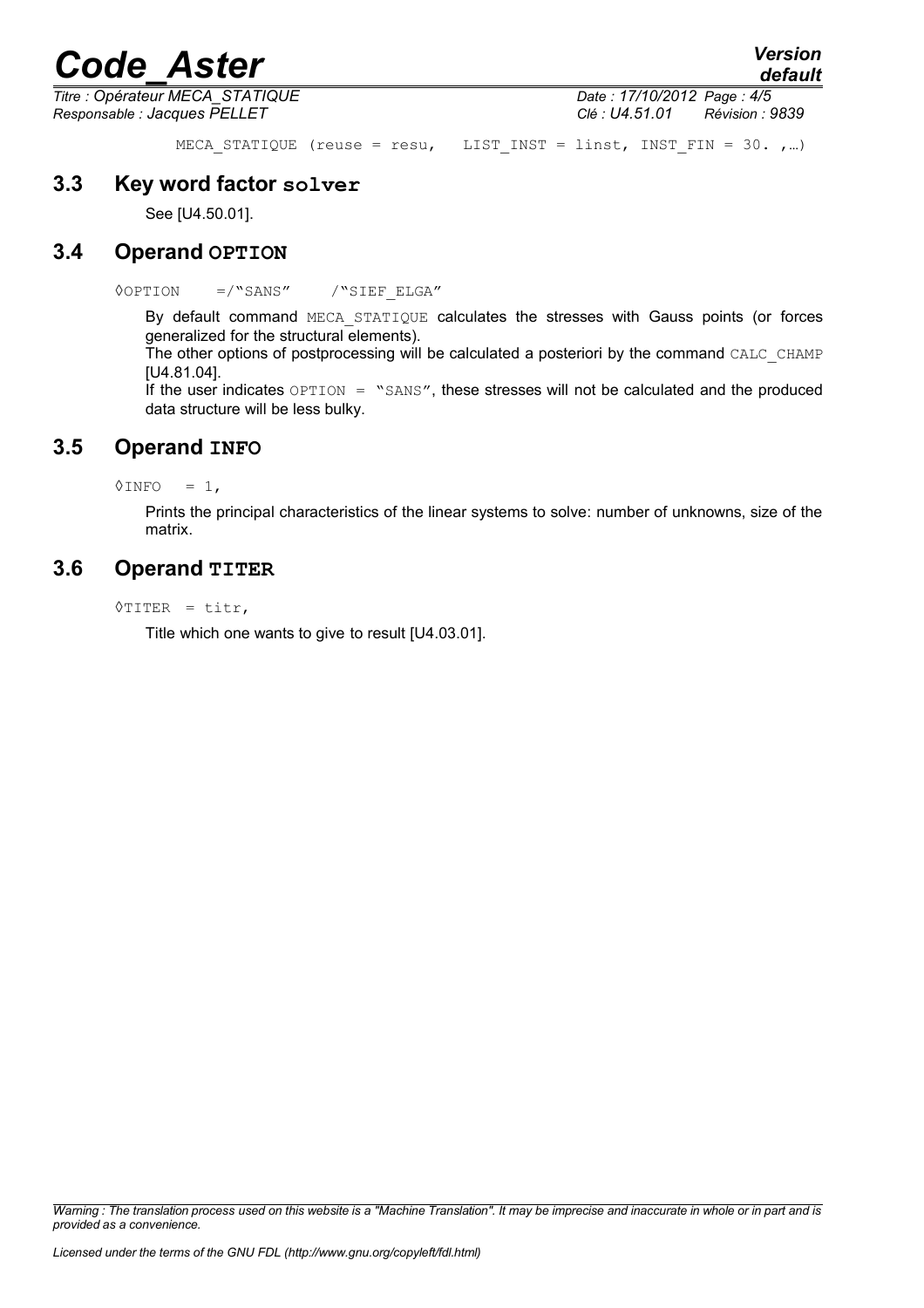```
MECA_STATIQUE (reuse = resu,   LIST_INST = linst, INST_FIN = 30. ,…)
```

## 3.3 Key word factor `solver`

See [U4.50.01].

## 3.4 Operand `OPTION`

```
◊OPTION    =/"SANS"    /"SIEF_ELGA"
```

By default command `MECA_STATIQUE` calculates the stresses with Gauss points (or forces generalized for the structural elements).

The other options of postprocessing will be calculated a posteriori by the command `CALC_CHAMP` [U4.81.04].

If the user indicates `OPTION = "SANS"`, these stresses will not be calculated and the produced data structure will be less bulky.

## 3.5 Operand `INFO`

```
◊INFO   = 1,
```

Prints the principal characteristics of the linear systems to solve: number of unknowns, size of the matrix.

## 3.6 Operand `TITER`

```
◊TITER  = titr,
```

Title which one wants to give to result [U4.03.01].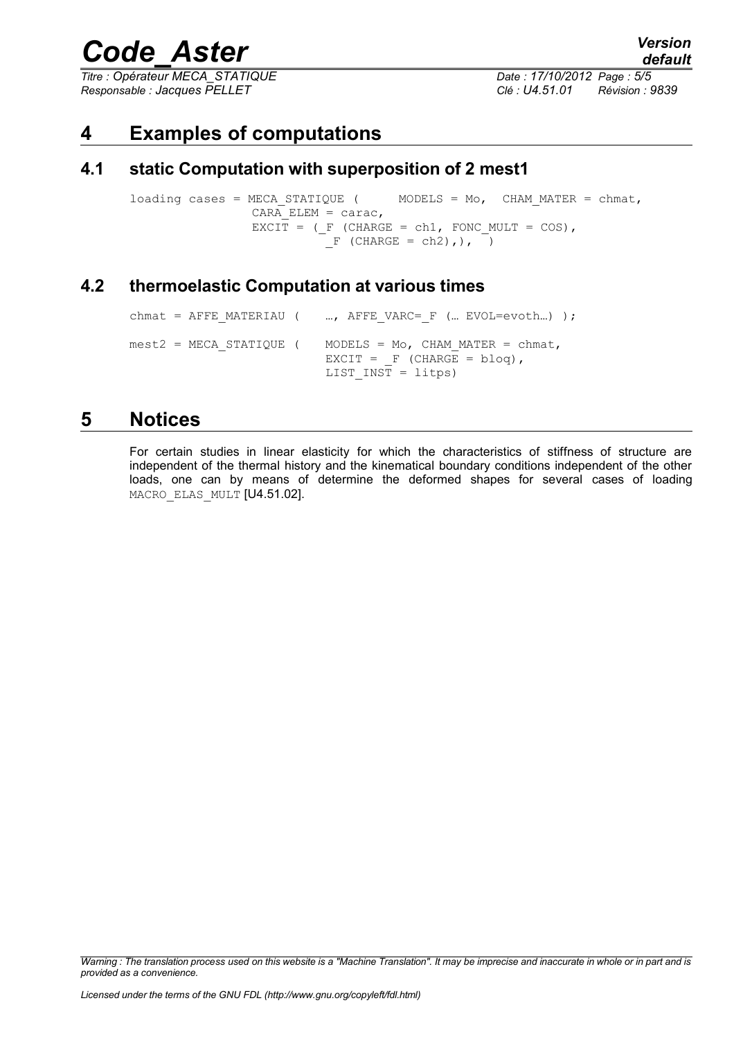# 4 Examples of computations

## 4.1 static Computation with superposition of 2 mest1

```
loading cases = MECA_STATIQUE (      MODELS = Mo,  CHAM_MATER = chmat,
                CARA_ELEM = carac,
                EXCIT = (_F (CHARGE = ch1, FONC_MULT = COS),
                         _F (CHARGE = ch2),),  )
```

## 4.2 thermoelastic Computation at various times

```
chmat = AFFE_MATERIAU (    …, AFFE_VARC=_F (… EVOL=evoth…) );

mest2 = MECA_STATIQUE (    MODELS = Mo, CHAM_MATER = chmat,
                           EXCIT = _F (CHARGE = bloq),
                           LIST_INST = litps)
```

# 5 Notices

For certain studies in linear elasticity for which the characteristics of stiffness of structure are independent of the thermal history and the kinematical boundary conditions independent of the other loads, one can by means of determine the deformed shapes for several cases of loading MACRO_ELAS_MULT [U4.51.02].